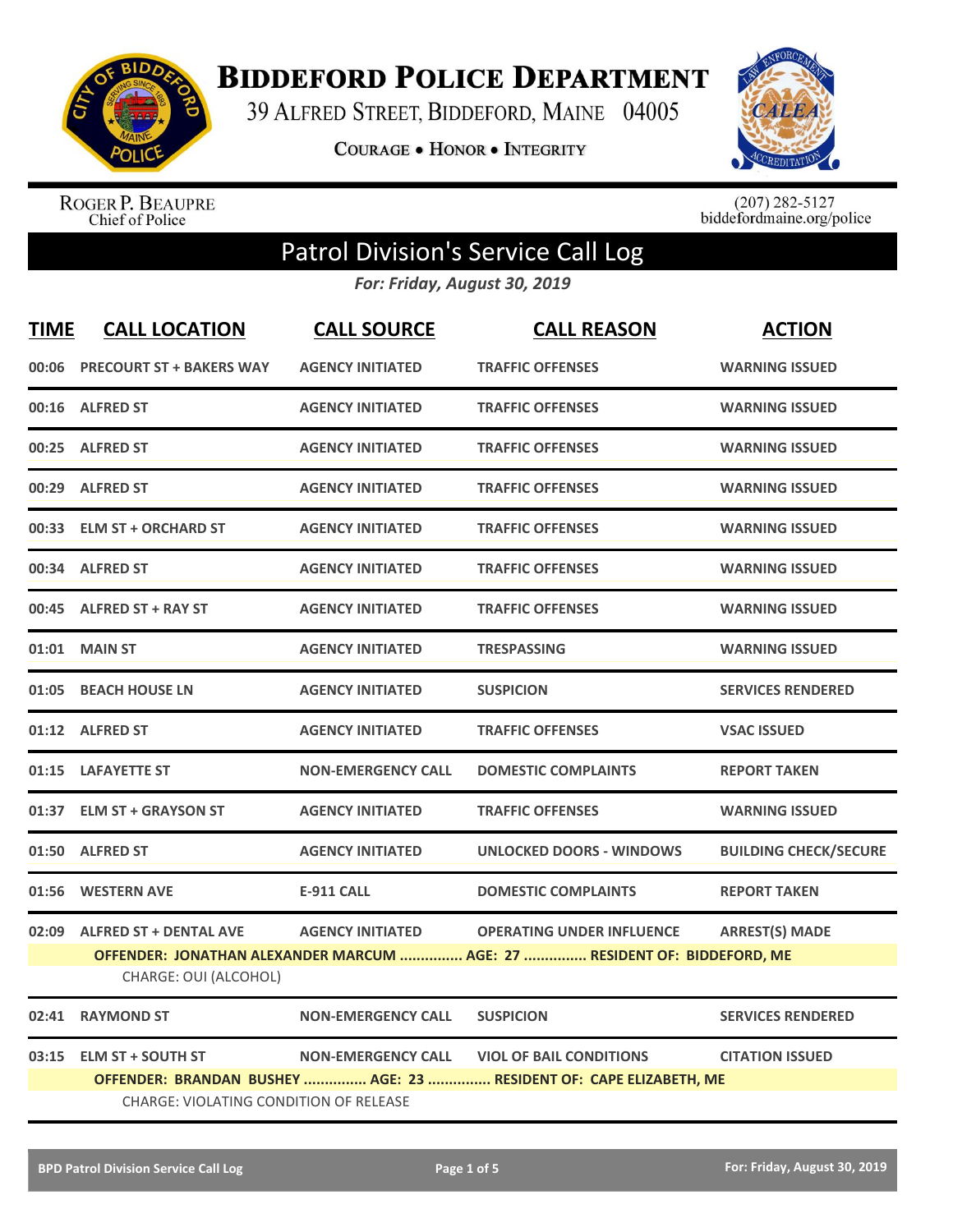# Biddeford Police Department

39 Alfred Street, Biddeford, Maine 04005

Courage • Honor • Integrity

Roger P. Beaupre
Chief of Police

(207) 282-5127
biddefordmaine.org/police

## Patrol Division's Service Call Log

*For: Friday, August 30, 2019*

| TIME | CALL LOCATION | CALL SOURCE | CALL REASON | ACTION |
|---|---|---|---|---|
| 00:06 | PRECOURT ST + BAKERS WAY | AGENCY INITIATED | TRAFFIC OFFENSES | WARNING ISSUED |
| 00:16 | ALFRED ST | AGENCY INITIATED | TRAFFIC OFFENSES | WARNING ISSUED |
| 00:25 | ALFRED ST | AGENCY INITIATED | TRAFFIC OFFENSES | WARNING ISSUED |
| 00:29 | ALFRED ST | AGENCY INITIATED | TRAFFIC OFFENSES | WARNING ISSUED |
| 00:33 | ELM ST + ORCHARD ST | AGENCY INITIATED | TRAFFIC OFFENSES | WARNING ISSUED |
| 00:34 | ALFRED ST | AGENCY INITIATED | TRAFFIC OFFENSES | WARNING ISSUED |
| 00:45 | ALFRED ST + RAY ST | AGENCY INITIATED | TRAFFIC OFFENSES | WARNING ISSUED |
| 01:01 | MAIN ST | AGENCY INITIATED | TRESPASSING | WARNING ISSUED |
| 01:05 | BEACH HOUSE LN | AGENCY INITIATED | SUSPICION | SERVICES RENDERED |
| 01:12 | ALFRED ST | AGENCY INITIATED | TRAFFIC OFFENSES | VSAC ISSUED |
| 01:15 | LAFAYETTE ST | NON-EMERGENCY CALL | DOMESTIC COMPLAINTS | REPORT TAKEN |
| 01:37 | ELM ST + GRAYSON ST | AGENCY INITIATED | TRAFFIC OFFENSES | WARNING ISSUED |
| 01:50 | ALFRED ST | AGENCY INITIATED | UNLOCKED DOORS - WINDOWS | BUILDING CHECK/SECURE |
| 01:56 | WESTERN AVE | E-911 CALL | DOMESTIC COMPLAINTS | REPORT TAKEN |
| 02:09 | ALFRED ST + DENTAL AVE | AGENCY INITIATED | OPERATING UNDER INFLUENCE | ARREST(S) MADE |
| | OFFENDER: JONATHAN ALEXANDER MARCUM ............... AGE: 27 ............... RESIDENT OF: BIDDEFORD, ME | | | |
| | CHARGE: OUI (ALCOHOL) | | | |
| 02:41 | RAYMOND ST | NON-EMERGENCY CALL | SUSPICION | SERVICES RENDERED |
| 03:15 | ELM ST + SOUTH ST | NON-EMERGENCY CALL | VIOL OF BAIL CONDITIONS | CITATION ISSUED |
| | OFFENDER: BRANDAN BUSHEY ............... AGE: 23 ............... RESIDENT OF: CAPE ELIZABETH, ME | | | |
| | CHARGE: VIOLATING CONDITION OF RELEASE | | | |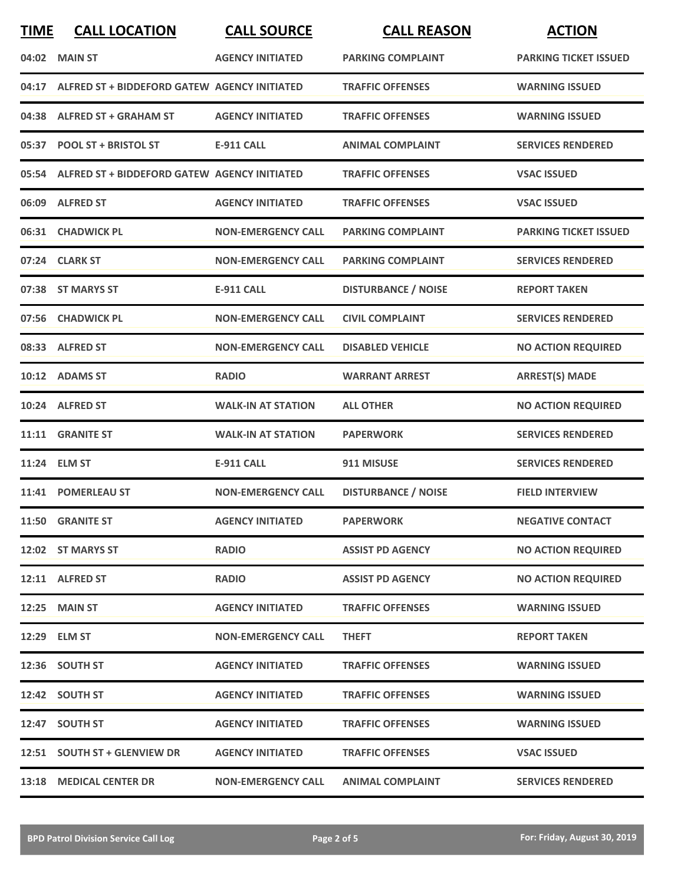| TIME | CALL LOCATION | CALL SOURCE | CALL REASON | ACTION |
|---|---|---|---|---|
| 04:02 | MAIN ST | AGENCY INITIATED | PARKING COMPLAINT | PARKING TICKET ISSUED |
| 04:17 | ALFRED ST + BIDDEFORD GATEW | AGENCY INITIATED | TRAFFIC OFFENSES | WARNING ISSUED |
| 04:38 | ALFRED ST + GRAHAM ST | AGENCY INITIATED | TRAFFIC OFFENSES | WARNING ISSUED |
| 05:37 | POOL ST + BRISTOL ST | E-911 CALL | ANIMAL COMPLAINT | SERVICES RENDERED |
| 05:54 | ALFRED ST + BIDDEFORD GATEW | AGENCY INITIATED | TRAFFIC OFFENSES | VSAC ISSUED |
| 06:09 | ALFRED ST | AGENCY INITIATED | TRAFFIC OFFENSES | VSAC ISSUED |
| 06:31 | CHADWICK PL | NON-EMERGENCY CALL | PARKING COMPLAINT | PARKING TICKET ISSUED |
| 07:24 | CLARK ST | NON-EMERGENCY CALL | PARKING COMPLAINT | SERVICES RENDERED |
| 07:38 | ST MARYS ST | E-911 CALL | DISTURBANCE / NOISE | REPORT TAKEN |
| 07:56 | CHADWICK PL | NON-EMERGENCY CALL | CIVIL COMPLAINT | SERVICES RENDERED |
| 08:33 | ALFRED ST | NON-EMERGENCY CALL | DISABLED VEHICLE | NO ACTION REQUIRED |
| 10:12 | ADAMS ST | RADIO | WARRANT ARREST | ARREST(S) MADE |
| 10:24 | ALFRED ST | WALK-IN AT STATION | ALL OTHER | NO ACTION REQUIRED |
| 11:11 | GRANITE ST | WALK-IN AT STATION | PAPERWORK | SERVICES RENDERED |
| 11:24 | ELM ST | E-911 CALL | 911 MISUSE | SERVICES RENDERED |
| 11:41 | POMERLEAU ST | NON-EMERGENCY CALL | DISTURBANCE / NOISE | FIELD INTERVIEW |
| 11:50 | GRANITE ST | AGENCY INITIATED | PAPERWORK | NEGATIVE CONTACT |
| 12:02 | ST MARYS ST | RADIO | ASSIST PD AGENCY | NO ACTION REQUIRED |
| 12:11 | ALFRED ST | RADIO | ASSIST PD AGENCY | NO ACTION REQUIRED |
| 12:25 | MAIN ST | AGENCY INITIATED | TRAFFIC OFFENSES | WARNING ISSUED |
| 12:29 | ELM ST | NON-EMERGENCY CALL | THEFT | REPORT TAKEN |
| 12:36 | SOUTH ST | AGENCY INITIATED | TRAFFIC OFFENSES | WARNING ISSUED |
| 12:42 | SOUTH ST | AGENCY INITIATED | TRAFFIC OFFENSES | WARNING ISSUED |
| 12:47 | SOUTH ST | AGENCY INITIATED | TRAFFIC OFFENSES | WARNING ISSUED |
| 12:51 | SOUTH ST + GLENVIEW DR | AGENCY INITIATED | TRAFFIC OFFENSES | VSAC ISSUED |
| 13:18 | MEDICAL CENTER DR | NON-EMERGENCY CALL | ANIMAL COMPLAINT | SERVICES RENDERED |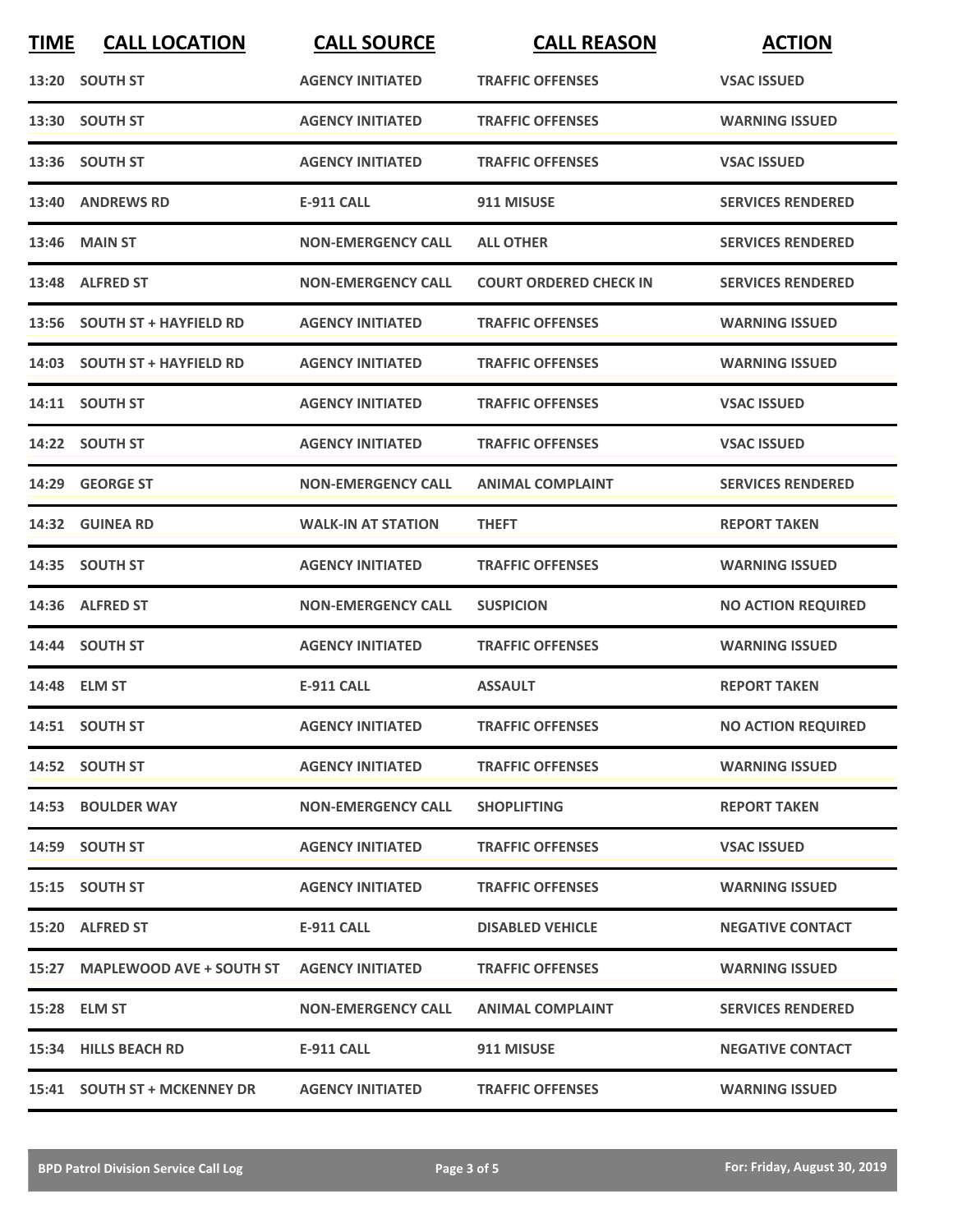| TIME | CALL LOCATION | CALL SOURCE | CALL REASON | ACTION |
|---|---|---|---|---|
| 13:20 | SOUTH ST | AGENCY INITIATED | TRAFFIC OFFENSES | VSAC ISSUED |
| 13:30 | SOUTH ST | AGENCY INITIATED | TRAFFIC OFFENSES | WARNING ISSUED |
| 13:36 | SOUTH ST | AGENCY INITIATED | TRAFFIC OFFENSES | VSAC ISSUED |
| 13:40 | ANDREWS RD | E-911 CALL | 911 MISUSE | SERVICES RENDERED |
| 13:46 | MAIN ST | NON-EMERGENCY CALL | ALL OTHER | SERVICES RENDERED |
| 13:48 | ALFRED ST | NON-EMERGENCY CALL | COURT ORDERED CHECK IN | SERVICES RENDERED |
| 13:56 | SOUTH ST + HAYFIELD RD | AGENCY INITIATED | TRAFFIC OFFENSES | WARNING ISSUED |
| 14:03 | SOUTH ST + HAYFIELD RD | AGENCY INITIATED | TRAFFIC OFFENSES | WARNING ISSUED |
| 14:11 | SOUTH ST | AGENCY INITIATED | TRAFFIC OFFENSES | VSAC ISSUED |
| 14:22 | SOUTH ST | AGENCY INITIATED | TRAFFIC OFFENSES | VSAC ISSUED |
| 14:29 | GEORGE ST | NON-EMERGENCY CALL | ANIMAL COMPLAINT | SERVICES RENDERED |
| 14:32 | GUINEA RD | WALK-IN AT STATION | THEFT | REPORT TAKEN |
| 14:35 | SOUTH ST | AGENCY INITIATED | TRAFFIC OFFENSES | WARNING ISSUED |
| 14:36 | ALFRED ST | NON-EMERGENCY CALL | SUSPICION | NO ACTION REQUIRED |
| 14:44 | SOUTH ST | AGENCY INITIATED | TRAFFIC OFFENSES | WARNING ISSUED |
| 14:48 | ELM ST | E-911 CALL | ASSAULT | REPORT TAKEN |
| 14:51 | SOUTH ST | AGENCY INITIATED | TRAFFIC OFFENSES | NO ACTION REQUIRED |
| 14:52 | SOUTH ST | AGENCY INITIATED | TRAFFIC OFFENSES | WARNING ISSUED |
| 14:53 | BOULDER WAY | NON-EMERGENCY CALL | SHOPLIFTING | REPORT TAKEN |
| 14:59 | SOUTH ST | AGENCY INITIATED | TRAFFIC OFFENSES | VSAC ISSUED |
| 15:15 | SOUTH ST | AGENCY INITIATED | TRAFFIC OFFENSES | WARNING ISSUED |
| 15:20 | ALFRED ST | E-911 CALL | DISABLED VEHICLE | NEGATIVE CONTACT |
| 15:27 | MAPLEWOOD AVE + SOUTH ST | AGENCY INITIATED | TRAFFIC OFFENSES | WARNING ISSUED |
| 15:28 | ELM ST | NON-EMERGENCY CALL | ANIMAL COMPLAINT | SERVICES RENDERED |
| 15:34 | HILLS BEACH RD | E-911 CALL | 911 MISUSE | NEGATIVE CONTACT |
| 15:41 | SOUTH ST + MCKENNEY DR | AGENCY INITIATED | TRAFFIC OFFENSES | WARNING ISSUED |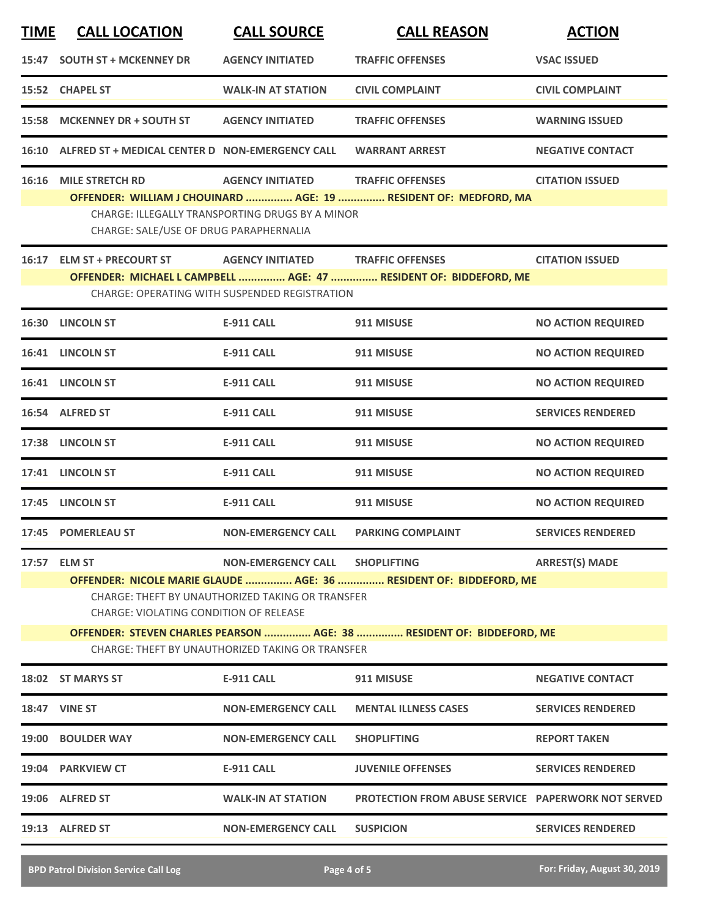| TIME | CALL LOCATION | CALL SOURCE | CALL REASON | ACTION |
|---|---|---|---|---|
| 15:47 | SOUTH ST + MCKENNEY DR | AGENCY INITIATED | TRAFFIC OFFENSES | VSAC ISSUED |
| 15:52 | CHAPEL ST | WALK-IN AT STATION | CIVIL COMPLAINT | CIVIL COMPLAINT |
| 15:58 | MCKENNEY DR + SOUTH ST | AGENCY INITIATED | TRAFFIC OFFENSES | WARNING ISSUED |
| 16:10 | ALFRED ST + MEDICAL CENTER D | NON-EMERGENCY CALL | WARRANT ARREST | NEGATIVE CONTACT |
| 16:16 | MILE STRETCH RD | AGENCY INITIATED | TRAFFIC OFFENSES | CITATION ISSUED |

**OFFENDER: WILLIAM J CHOUINARD ............... AGE: 19 ............... RESIDENT OF: MEDFORD, MA**

CHARGE: ILLEGALLY TRANSPORTING DRUGS BY A MINOR
CHARGE: SALE/USE OF DRUG PARAPHERNALIA

| TIME | CALL LOCATION | CALL SOURCE | CALL REASON | ACTION |
|---|---|---|---|---|
| 16:17 | ELM ST + PRECOURT ST | AGENCY INITIATED | TRAFFIC OFFENSES | CITATION ISSUED |

**OFFENDER: MICHAEL L CAMPBELL ............... AGE: 47 ............... RESIDENT OF: BIDDEFORD, ME**

CHARGE: OPERATING WITH SUSPENDED REGISTRATION

| TIME | CALL LOCATION | CALL SOURCE | CALL REASON | ACTION |
|---|---|---|---|---|
| 16:30 | LINCOLN ST | E-911 CALL | 911 MISUSE | NO ACTION REQUIRED |
| 16:41 | LINCOLN ST | E-911 CALL | 911 MISUSE | NO ACTION REQUIRED |
| 16:41 | LINCOLN ST | E-911 CALL | 911 MISUSE | NO ACTION REQUIRED |
| 16:54 | ALFRED ST | E-911 CALL | 911 MISUSE | SERVICES RENDERED |
| 17:38 | LINCOLN ST | E-911 CALL | 911 MISUSE | NO ACTION REQUIRED |
| 17:41 | LINCOLN ST | E-911 CALL | 911 MISUSE | NO ACTION REQUIRED |
| 17:45 | LINCOLN ST | E-911 CALL | 911 MISUSE | NO ACTION REQUIRED |
| 17:45 | POMERLEAU ST | NON-EMERGENCY CALL | PARKING COMPLAINT | SERVICES RENDERED |
| 17:57 | ELM ST | NON-EMERGENCY CALL | SHOPLIFTING | ARREST(S) MADE |

**OFFENDER: NICOLE MARIE GLAUDE ............... AGE: 36 ............... RESIDENT OF: BIDDEFORD, ME**

CHARGE: THEFT BY UNAUTHORIZED TAKING OR TRANSFER
CHARGE: VIOLATING CONDITION OF RELEASE

**OFFENDER: STEVEN CHARLES PEARSON ............... AGE: 38 ............... RESIDENT OF: BIDDEFORD, ME**

CHARGE: THEFT BY UNAUTHORIZED TAKING OR TRANSFER

| TIME | CALL LOCATION | CALL SOURCE | CALL REASON | ACTION |
|---|---|---|---|---|
| 18:02 | ST MARYS ST | E-911 CALL | 911 MISUSE | NEGATIVE CONTACT |
| 18:47 | VINE ST | NON-EMERGENCY CALL | MENTAL ILLNESS CASES | SERVICES RENDERED |
| 19:00 | BOULDER WAY | NON-EMERGENCY CALL | SHOPLIFTING | REPORT TAKEN |
| 19:04 | PARKVIEW CT | E-911 CALL | JUVENILE OFFENSES | SERVICES RENDERED |
| 19:06 | ALFRED ST | WALK-IN AT STATION | PROTECTION FROM ABUSE SERVICE | PAPERWORK NOT SERVED |
| 19:13 | ALFRED ST | NON-EMERGENCY CALL | SUSPICION | SERVICES RENDERED |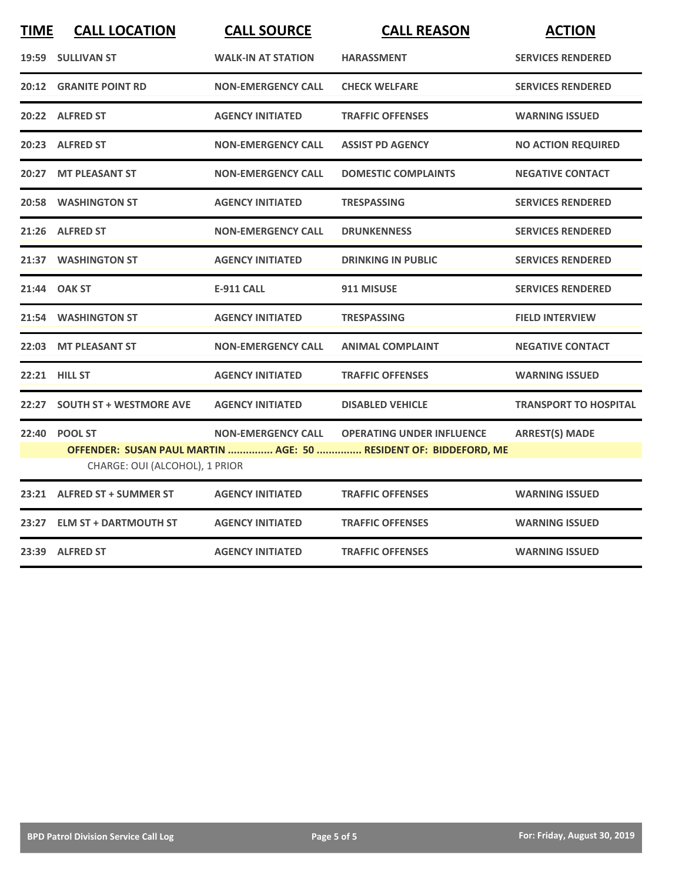| TIME | CALL LOCATION | CALL SOURCE | CALL REASON | ACTION |
|---|---|---|---|---|
| 19:59 | SULLIVAN ST | WALK-IN AT STATION | HARASSMENT | SERVICES RENDERED |
| 20:12 | GRANITE POINT RD | NON-EMERGENCY CALL | CHECK WELFARE | SERVICES RENDERED |
| 20:22 | ALFRED ST | AGENCY INITIATED | TRAFFIC OFFENSES | WARNING ISSUED |
| 20:23 | ALFRED ST | NON-EMERGENCY CALL | ASSIST PD AGENCY | NO ACTION REQUIRED |
| 20:27 | MT PLEASANT ST | NON-EMERGENCY CALL | DOMESTIC COMPLAINTS | NEGATIVE CONTACT |
| 20:58 | WASHINGTON ST | AGENCY INITIATED | TRESPASSING | SERVICES RENDERED |
| 21:26 | ALFRED ST | NON-EMERGENCY CALL | DRUNKENNESS | SERVICES RENDERED |
| 21:37 | WASHINGTON ST | AGENCY INITIATED | DRINKING IN PUBLIC | SERVICES RENDERED |
| 21:44 | OAK ST | E-911 CALL | 911 MISUSE | SERVICES RENDERED |
| 21:54 | WASHINGTON ST | AGENCY INITIATED | TRESPASSING | FIELD INTERVIEW |
| 22:03 | MT PLEASANT ST | NON-EMERGENCY CALL | ANIMAL COMPLAINT | NEGATIVE CONTACT |
| 22:21 | HILL ST | AGENCY INITIATED | TRAFFIC OFFENSES | WARNING ISSUED |
| 22:27 | SOUTH ST + WESTMORE AVE | AGENCY INITIATED | DISABLED VEHICLE | TRANSPORT TO HOSPITAL |
| 22:40 | POOL ST | NON-EMERGENCY CALL | OPERATING UNDER INFLUENCE | ARREST(S) MADE |
| | OFFENDER: SUSAN PAUL MARTIN ............... AGE: 50 ............... RESIDENT OF: BIDDEFORD, ME | | | |
| | CHARGE: OUI (ALCOHOL), 1 PRIOR | | | |
| 23:21 | ALFRED ST + SUMMER ST | AGENCY INITIATED | TRAFFIC OFFENSES | WARNING ISSUED |
| 23:27 | ELM ST + DARTMOUTH ST | AGENCY INITIATED | TRAFFIC OFFENSES | WARNING ISSUED |
| 23:39 | ALFRED ST | AGENCY INITIATED | TRAFFIC OFFENSES | WARNING ISSUED |